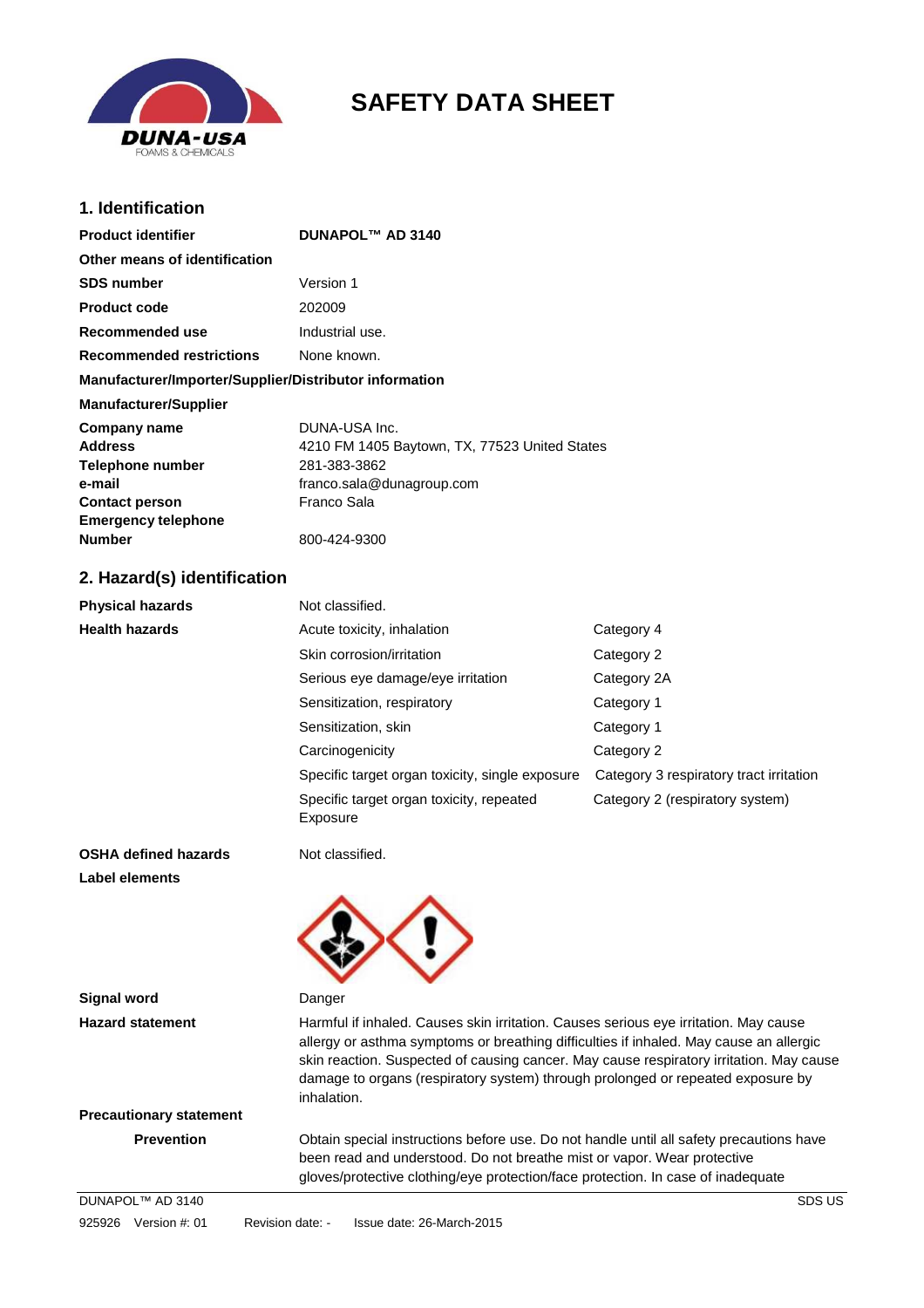# SAFETY DATA SHEET

## 1. Identification

| | |
|---|---|
| **Product identifier** | **DUNAPOL™ AD 3140** |
| **Other means of identification** | |
| **SDS number** | Version 1 |
| **Product code** | 202009 |
| **Recommended use** | Industrial use. |
| **Recommended restrictions** | None known. |

**Manufacturer/Importer/Supplier/Distributor information**

**Manufacturer/Supplier**

| | |
|---|---|
| **Company name** | DUNA-USA Inc. |
| **Address** | 4210 FM 1405 Baytown, TX, 77523 United States |
| **Telephone number** | 281-383-3862 |
| **e-mail** | franco.sala@dunagroup.com |
| **Contact person** | Franco Sala |
| **Emergency telephone Number** | 800-424-9300 |

## 2. Hazard(s) identification

| | | |
|---|---|---|
| **Physical hazards** | Not classified. | |
| **Health hazards** | Acute toxicity, inhalation | Category 4 |
| | Skin corrosion/irritation | Category 2 |
| | Serious eye damage/eye irritation | Category 2A |
| | Sensitization, respiratory | Category 1 |
| | Sensitization, skin | Category 1 |
| | Carcinogenicity | Category 2 |
| | Specific target organ toxicity, single exposure | Category 3 respiratory tract irritation |
| | Specific target organ toxicity, repeated Exposure | Category 2 (respiratory system) |

**OSHA defined hazards** Not classified.

**Label elements**

**Signal word** Danger

**Hazard statement** Harmful if inhaled. Causes skin irritation. Causes serious eye irritation. May cause allergy or asthma symptoms or breathing difficulties if inhaled. May cause an allergic skin reaction. Suspected of causing cancer. May cause respiratory irritation. May cause damage to organs (respiratory system) through prolonged or repeated exposure by inhalation.

**Precautionary statement**

**Prevention** Obtain special instructions before use. Do not handle until all safety precautions have been read and understood. Do not breathe mist or vapor. Wear protective gloves/protective clothing/eye protection/face protection. In case of inadequate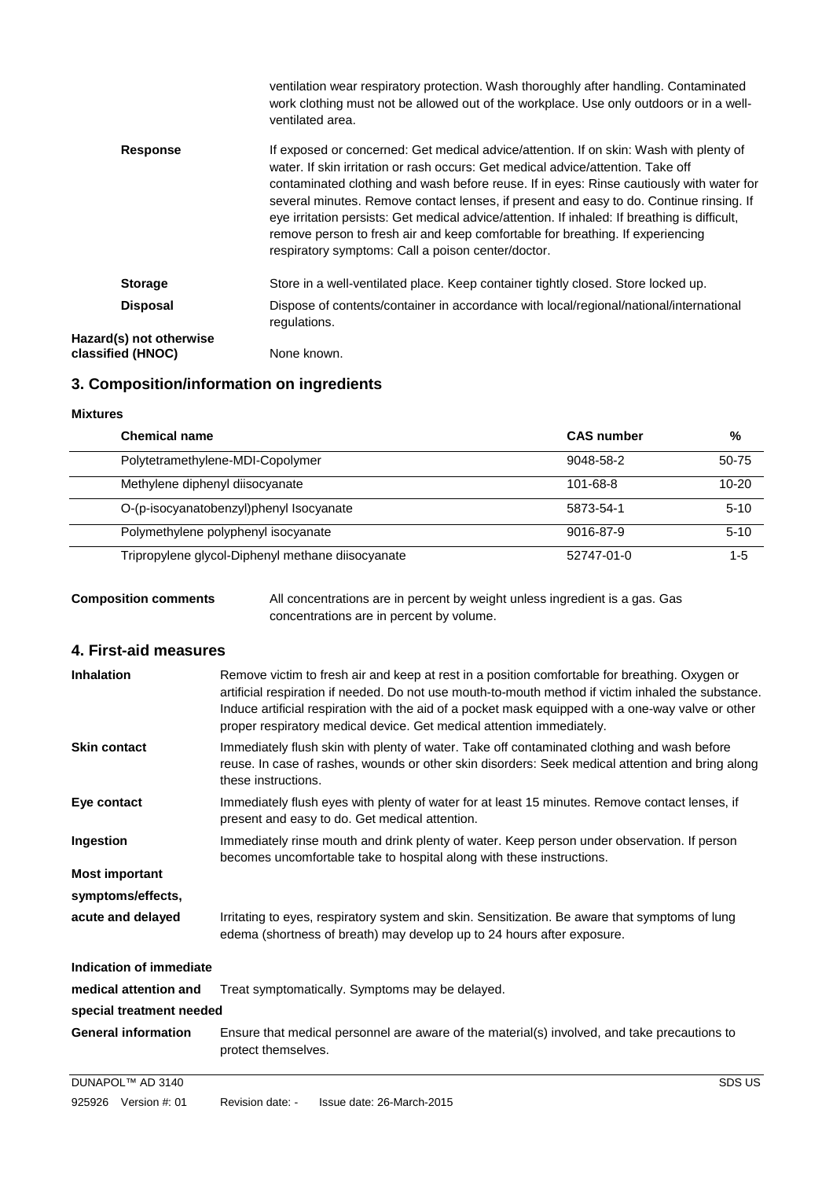ventilation wear respiratory protection. Wash thoroughly after handling. Contaminated work clothing must not be allowed out of the workplace. Use only outdoors or in a well-ventilated area.

**Response** If exposed or concerned: Get medical advice/attention. If on skin: Wash with plenty of water. If skin irritation or rash occurs: Get medical advice/attention. Take off contaminated clothing and wash before reuse. If in eyes: Rinse cautiously with water for several minutes. Remove contact lenses, if present and easy to do. Continue rinsing. If eye irritation persists: Get medical advice/attention. If inhaled: If breathing is difficult, remove person to fresh air and keep comfortable for breathing. If experiencing respiratory symptoms: Call a poison center/doctor.

**Storage** Store in a well-ventilated place. Keep container tightly closed. Store locked up.

**Disposal** Dispose of contents/container in accordance with local/regional/national/international regulations.

**Hazard(s) not otherwise classified (HNOC)** None known.

## 3. Composition/information on ingredients

**Mixtures**

| Chemical name | CAS number | % |
|---|---|---|
| Polytetramethylene-MDI-Copolymer | 9048-58-2 | 50-75 |
| Methylene diphenyl diisocyanate | 101-68-8 | 10-20 |
| O-(p-isocyanatobenzyl)phenyl Isocyanate | 5873-54-1 | 5-10 |
| Polymethylene polyphenyl isocyanate | 9016-87-9 | 5-10 |
| Tripropylene glycol-Diphenyl methane diisocyanate | 52747-01-0 | 1-5 |

**Composition comments** All concentrations are in percent by weight unless ingredient is a gas. Gas concentrations are in percent by volume.

## 4. First-aid measures

**Inhalation** Remove victim to fresh air and keep at rest in a position comfortable for breathing. Oxygen or artificial respiration if needed. Do not use mouth-to-mouth method if victim inhaled the substance. Induce artificial respiration with the aid of a pocket mask equipped with a one-way valve or other proper respiratory medical device. Get medical attention immediately.

**Skin contact** Immediately flush skin with plenty of water. Take off contaminated clothing and wash before reuse. In case of rashes, wounds or other skin disorders: Seek medical attention and bring along these instructions.

**Eye contact** Immediately flush eyes with plenty of water for at least 15 minutes. Remove contact lenses, if present and easy to do. Get medical attention.

**Ingestion** Immediately rinse mouth and drink plenty of water. Keep person under observation. If person becomes uncomfortable take to hospital along with these instructions.

**Most important symptoms/effects, acute and delayed** Irritating to eyes, respiratory system and skin. Sensitization. Be aware that symptoms of lung edema (shortness of breath) may develop up to 24 hours after exposure.

**Indication of immediate medical attention and special treatment needed** Treat symptomatically. Symptoms may be delayed.

**General information** Ensure that medical personnel are aware of the material(s) involved, and take precautions to protect themselves.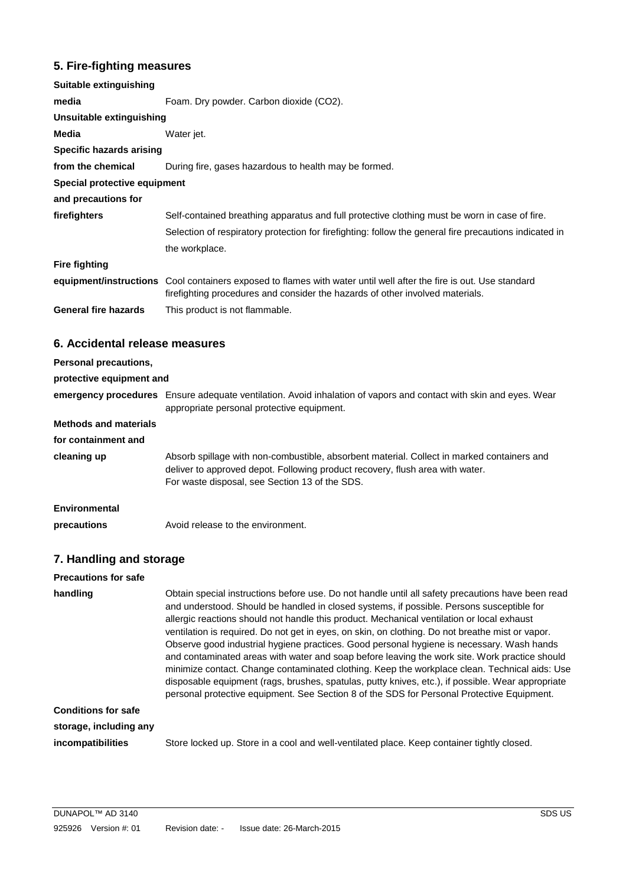## 5. Fire-fighting measures

**Suitable extinguishing media**
Foam. Dry powder. Carbon dioxide ($CO_2$).

**Unsuitable extinguishing Media**
Water jet.

**Specific hazards arising from the chemical**
During fire, gases hazardous to health may be formed.

**Special protective equipment and precautions for firefighters**
Self-contained breathing apparatus and full protective clothing must be worn in case of fire.

Selection of respiratory protection for firefighting: follow the general fire precautions indicated in the workplace.

**Fire fighting equipment/instructions**
Cool containers exposed to flames with water until well after the fire is out. Use standard firefighting procedures and consider the hazards of other involved materials.

**General fire hazards**
This product is not flammable.

## 6. Accidental release measures

**Personal precautions, protective equipment and emergency procedures**
Ensure adequate ventilation. Avoid inhalation of vapors and contact with skin and eyes. Wear appropriate personal protective equipment.

**Methods and materials for containment and cleaning up**
Absorb spillage with non-combustible, absorbent material. Collect in marked containers and deliver to approved depot. Following product recovery, flush area with water.
For waste disposal, see Section 13 of the SDS.

**Environmental precautions**
Avoid release to the environment.

## 7. Handling and storage

**Precautions for safe handling**
Obtain special instructions before use. Do not handle until all safety precautions have been read and understood. Should be handled in closed systems, if possible. Persons susceptible for allergic reactions should not handle this product. Mechanical ventilation or local exhaust ventilation is required. Do not get in eyes, on skin, on clothing. Do not breathe mist or vapor. Observe good industrial hygiene practices. Good personal hygiene is necessary. Wash hands and contaminated areas with water and soap before leaving the work site. Work practice should minimize contact. Change contaminated clothing. Keep the workplace clean. Technical aids: Use disposable equipment (rags, brushes, spatulas, putty knives, etc.), if possible. Wear appropriate personal protective equipment. See Section 8 of the SDS for Personal Protective Equipment.

**Conditions for safe storage, including any incompatibilities**
Store locked up. Store in a cool and well-ventilated place. Keep container tightly closed.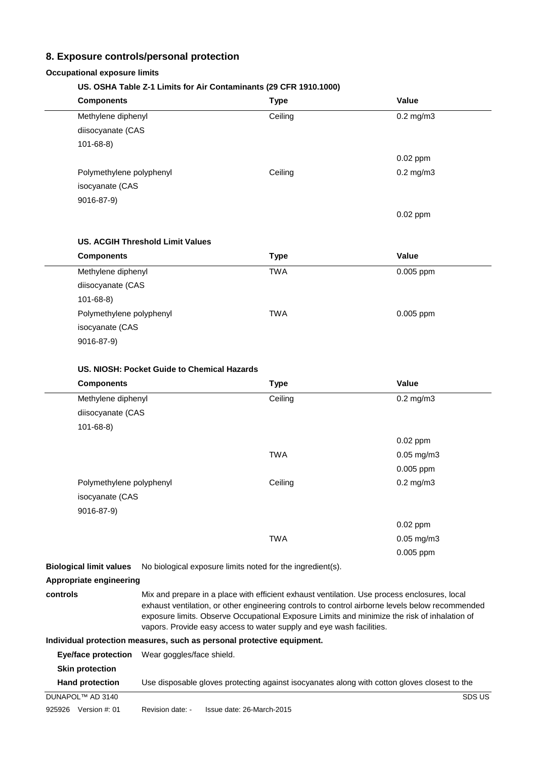## 8. Exposure controls/personal protection

**Occupational exposure limits**

**US. OSHA Table Z-1 Limits for Air Contaminants (29 CFR 1910.1000)**

| Components | Type | Value |
|---|---|---|
| Methylene diphenyl diisocyanate (CAS 101-68-8) | Ceiling | 0.2 mg/m3 |
| | | 0.02 ppm |
| Polymethylene polyphenyl isocyanate (CAS 9016-87-9) | Ceiling | 0.2 mg/m3 |
| | | 0.02 ppm |

**US. ACGIH Threshold Limit Values**

| Components | Type | Value |
|---|---|---|
| Methylene diphenyl diisocyanate (CAS 101-68-8) | TWA | 0.005 ppm |
| Polymethylene polyphenyl isocyanate (CAS 9016-87-9) | TWA | 0.005 ppm |

**US. NIOSH: Pocket Guide to Chemical Hazards**

| Components | Type | Value |
|---|---|---|
| Methylene diphenyl diisocyanate (CAS 101-68-8) | Ceiling | 0.2 mg/m3 |
| | | 0.02 ppm |
| | TWA | 0.05 mg/m3 |
| | | 0.005 ppm |
| Polymethylene polyphenyl isocyanate (CAS 9016-87-9) | Ceiling | 0.2 mg/m3 |
| | | 0.02 ppm |
| | TWA | 0.05 mg/m3 |
| | | 0.005 ppm |

**Biological limit values** No biological exposure limits noted for the ingredient(s).

**Appropriate engineering controls** Mix and prepare in a place with efficient exhaust ventilation. Use process enclosures, local exhaust ventilation, or other engineering controls to control airborne levels below recommended exposure limits. Observe Occupational Exposure Limits and minimize the risk of inhalation of vapors. Provide easy access to water supply and eye wash facilities.

**Individual protection measures, such as personal protective equipment.**

**Eye/face protection** Wear goggles/face shield.

**Skin protection**

**Hand protection** Use disposable gloves protecting against isocyanates along with cotton gloves closest to the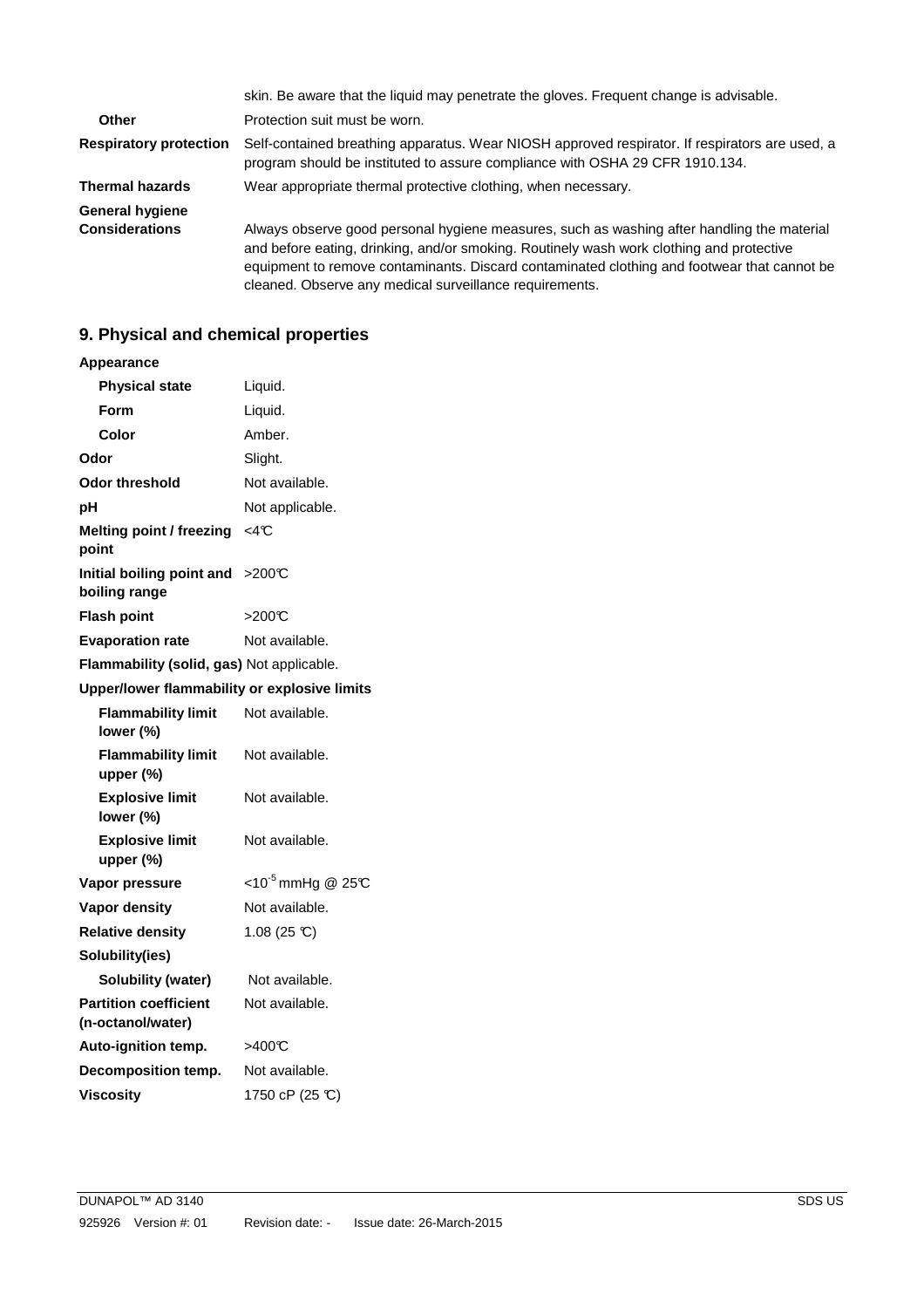| | |
|---|---|
| | skin. Be aware that the liquid may penetrate the gloves. Frequent change is advisable. |
| **Other** | Protection suit must be worn. |
| **Respiratory protection** | Self-contained breathing apparatus. Wear NIOSH approved respirator. If respirators are used, a program should be instituted to assure compliance with OSHA 29 CFR 1910.134. |
| **Thermal hazards** | Wear appropriate thermal protective clothing, when necessary. |
| **General hygiene Considerations** | Always observe good personal hygiene measures, such as washing after handling the material and before eating, drinking, and/or smoking. Routinely wash work clothing and protective equipment to remove contaminants. Discard contaminated clothing and footwear that cannot be cleaned. Observe any medical surveillance requirements. |

## 9. Physical and chemical properties

| | |
|---|---|
| **Appearance** | |
| **Physical state** | Liquid. |
| **Form** | Liquid. |
| **Color** | Amber. |
| **Odor** | Slight. |
| **Odor threshold** | Not available. |
| **pH** | Not applicable. |
| **Melting point / freezing point** | <4℃ |
| **Initial boiling point and boiling range** | >200℃ |
| **Flash point** | >200℃ |
| **Evaporation rate** | Not available. |
| **Flammability (solid, gas)** | Not applicable. |
| **Upper/lower flammability or explosive limits** | |
| **Flammability limit lower (%)** | Not available. |
| **Flammability limit upper (%)** | Not available. |
| **Explosive limit lower (%)** | Not available. |
| **Explosive limit upper (%)** | Not available. |
| **Vapor pressure** | $<10^{-5}$ mmHg @ 25℃ |
| **Vapor density** | Not available. |
| **Relative density** | 1.08 (25 ℃) |
| **Solubility(ies)** | |
| **Solubility (water)** | Not available. |
| **Partition coefficient (n-octanol/water)** | Not available. |
| **Auto-ignition temp.** | >400℃ |
| **Decomposition temp.** | Not available. |
| **Viscosity** | 1750 cP (25 ℃) |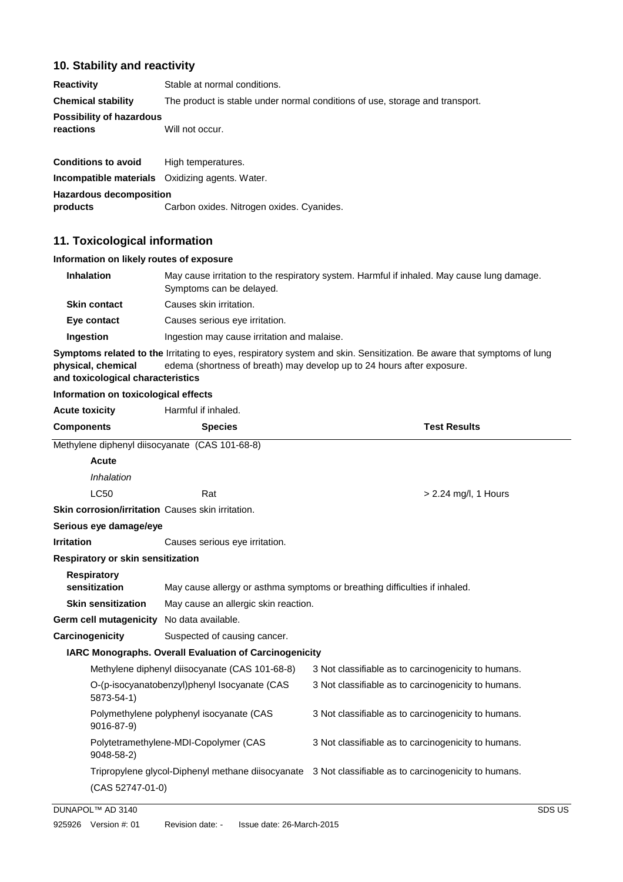## 10. Stability and reactivity

**Reactivity** Stable at normal conditions.

**Chemical stability** The product is stable under normal conditions of use, storage and transport.

**Possibility of hazardous reactions** Will not occur.

**Conditions to avoid** High temperatures.

**Incompatible materials** Oxidizing agents. Water.

**Hazardous decomposition products** Carbon oxides. Nitrogen oxides. Cyanides.

## 11. Toxicological information

### Information on likely routes of exposure

**Inhalation** May cause irritation to the respiratory system. Harmful if inhaled. May cause lung damage. Symptoms can be delayed.

**Skin contact** Causes skin irritation.

**Eye contact** Causes serious eye irritation.

**Ingestion** Ingestion may cause irritation and malaise.

**Symptoms related to the physical, chemical and toxicological characteristics** Irritating to eyes, respiratory system and skin. Sensitization. Be aware that symptoms of lung edema (shortness of breath) may develop up to 24 hours after exposure.

### Information on toxicological effects

**Acute toxicity** Harmful if inhaled.

| Components | Species | Test Results |
|---|---|---|
| Methylene diphenyl diisocyanate (CAS 101-68-8) | | |
| **Acute** | | |
| *Inhalation* | | |
| LC50 | Rat | > 2.24 mg/l, 1 Hours |

**Skin corrosion/irritation** Causes skin irritation.

**Serious eye damage/eye Irritation** Causes serious eye irritation.

**Respiratory or skin sensitization**

**Respiratory sensitization** May cause allergy or asthma symptoms or breathing difficulties if inhaled.

**Skin sensitization** May cause an allergic skin reaction.

**Germ cell mutagenicity** No data available.

**Carcinogenicity** Suspected of causing cancer.

**IARC Monographs. Overall Evaluation of Carcinogenicity**

| | |
|---|---|
| Methylene diphenyl diisocyanate (CAS 101-68-8) | 3 Not classifiable as to carcinogenicity to humans. |
| O-(p-isocyanatobenzyl)phenyl Isocyanate (CAS 5873-54-1) | 3 Not classifiable as to carcinogenicity to humans. |
| Polymethylene polyphenyl isocyanate (CAS 9016-87-9) | 3 Not classifiable as to carcinogenicity to humans. |
| Polytetramethylene-MDI-Copolymer (CAS 9048-58-2) | 3 Not classifiable as to carcinogenicity to humans. |
| Tripropylene glycol-Diphenyl methane diisocyanate (CAS 52747-01-0) | 3 Not classifiable as to carcinogenicity to humans. |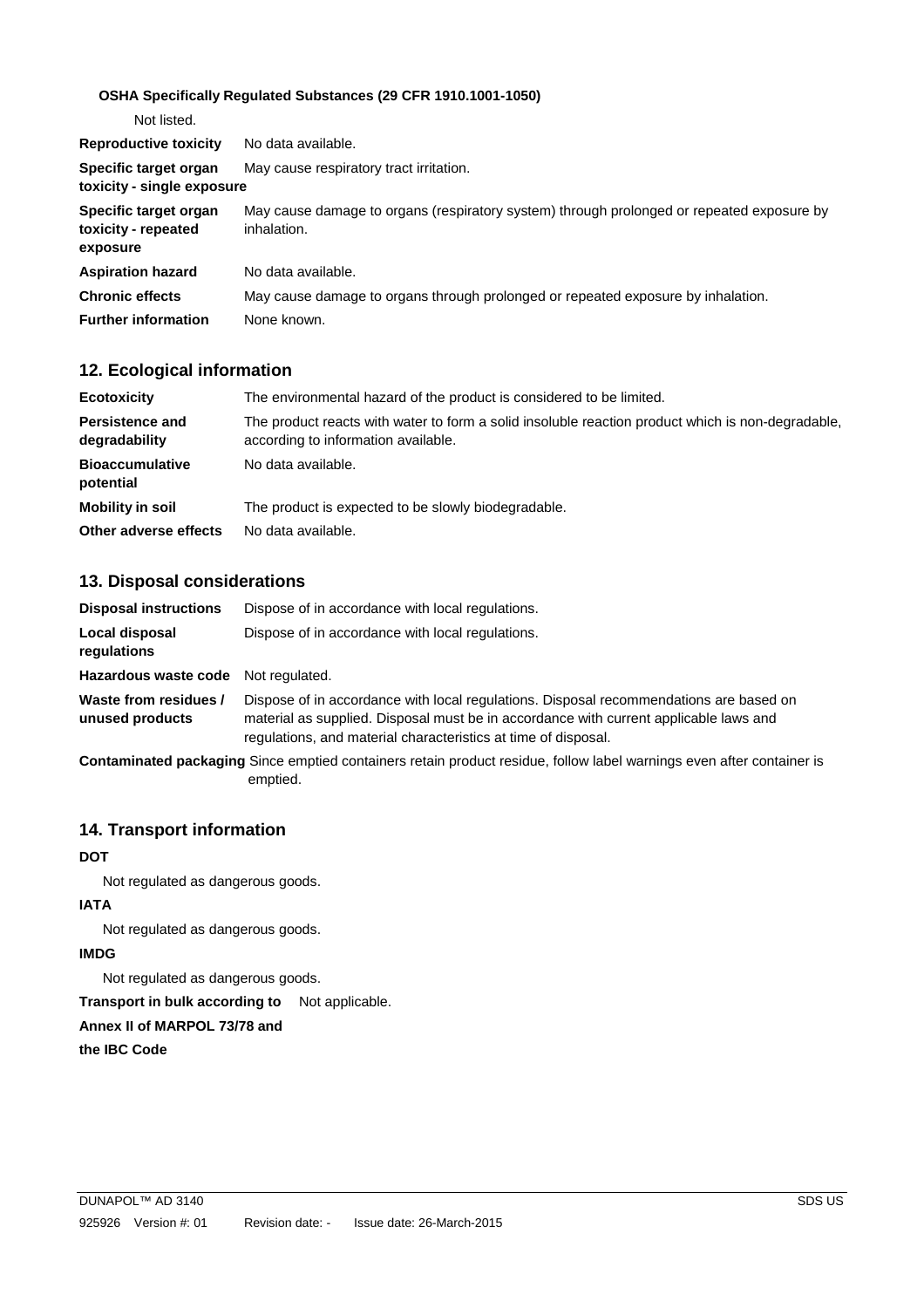**OSHA Specifically Regulated Substances (29 CFR 1910.1001-1050)**

Not listed.

| | |
|---|---|
| **Reproductive toxicity** | No data available. |
| **Specific target organ toxicity - single exposure** | May cause respiratory tract irritation. |
| **Specific target organ toxicity - repeated exposure** | May cause damage to organs (respiratory system) through prolonged or repeated exposure by inhalation. |
| **Aspiration hazard** | No data available. |
| **Chronic effects** | May cause damage to organs through prolonged or repeated exposure by inhalation. |
| **Further information** | None known. |

## 12. Ecological information

| | |
|---|---|
| **Ecotoxicity** | The environmental hazard of the product is considered to be limited. |
| **Persistence and degradability** | The product reacts with water to form a solid insoluble reaction product which is non-degradable, according to information available. |
| **Bioaccumulative potential** | No data available. |
| **Mobility in soil** | The product is expected to be slowly biodegradable. |
| **Other adverse effects** | No data available. |

## 13. Disposal considerations

| | |
|---|---|
| **Disposal instructions** | Dispose of in accordance with local regulations. |
| **Local disposal regulations** | Dispose of in accordance with local regulations. |
| **Hazardous waste code** | Not regulated. |
| **Waste from residues / unused products** | Dispose of in accordance with local regulations. Disposal recommendations are based on material as supplied. Disposal must be in accordance with current applicable laws and regulations, and material characteristics at time of disposal. |
| **Contaminated packaging** | Since emptied containers retain product residue, follow label warnings even after container is emptied. |

## 14. Transport information

**DOT**

Not regulated as dangerous goods.

**IATA**

Not regulated as dangerous goods.

**IMDG**

Not regulated as dangerous goods.

**Transport in bulk according to Annex II of MARPOL 73/78 and the IBC Code** Not applicable.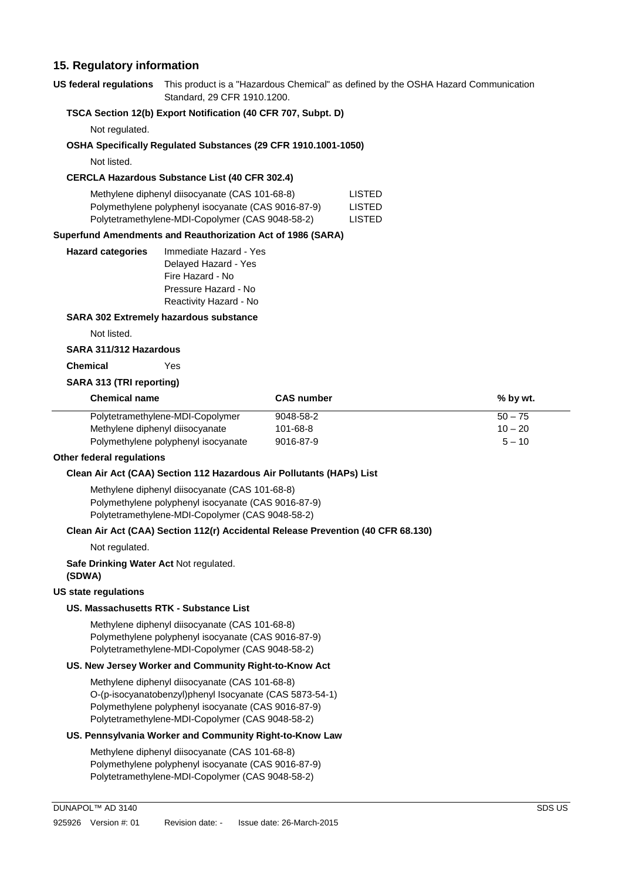## 15. Regulatory information

**US federal regulations** This product is a "Hazardous Chemical" as defined by the OSHA Hazard Communication Standard, 29 CFR 1910.1200.

**TSCA Section 12(b) Export Notification (40 CFR 707, Subpt. D)**

Not regulated.

**OSHA Specifically Regulated Substances (29 CFR 1910.1001-1050)**

Not listed.

**CERCLA Hazardous Substance List (40 CFR 302.4)**

| | |
|---|---|
| Methylene diphenyl diisocyanate (CAS 101-68-8) | LISTED |
| Polymethylene polyphenyl isocyanate (CAS 9016-87-9) | LISTED |
| Polytetramethylene-MDI-Copolymer (CAS 9048-58-2) | LISTED |

**Superfund Amendments and Reauthorization Act of 1986 (SARA)**

**Hazard categories**
- Immediate Hazard - Yes
- Delayed Hazard - Yes
- Fire Hazard - No
- Pressure Hazard - No
- Reactivity Hazard - No

**SARA 302 Extremely hazardous substance**

Not listed.

**SARA 311/312 Hazardous Chemical** Yes

**SARA 313 (TRI reporting)**

| Chemical name | CAS number | % by wt. |
|---|---|---|
| Polytetramethylene-MDI-Copolymer | 9048-58-2 | 50 – 75 |
| Methylene diphenyl diisocyanate | 101-68-8 | 10 – 20 |
| Polymethylene polyphenyl isocyanate | 9016-87-9 | 5 – 10 |

**Other federal regulations**

**Clean Air Act (CAA) Section 112 Hazardous Air Pollutants (HAPs) List**

Methylene diphenyl diisocyanate (CAS 101-68-8)
Polymethylene polyphenyl isocyanate (CAS 9016-87-9)
Polytetramethylene-MDI-Copolymer (CAS 9048-58-2)

**Clean Air Act (CAA) Section 112(r) Accidental Release Prevention (40 CFR 68.130)**

Not regulated.

**Safe Drinking Water Act (SDWA)** Not regulated.

**US state regulations**

**US. Massachusetts RTK - Substance List**

Methylene diphenyl diisocyanate (CAS 101-68-8)
Polymethylene polyphenyl isocyanate (CAS 9016-87-9)
Polytetramethylene-MDI-Copolymer (CAS 9048-58-2)

**US. New Jersey Worker and Community Right-to-Know Act**

Methylene diphenyl diisocyanate (CAS 101-68-8)
O-(p-isocyanatobenzyl)phenyl Isocyanate (CAS 5873-54-1)
Polymethylene polyphenyl isocyanate (CAS 9016-87-9)
Polytetramethylene-MDI-Copolymer (CAS 9048-58-2)

**US. Pennsylvania Worker and Community Right-to-Know Law**

Methylene diphenyl diisocyanate (CAS 101-68-8)
Polymethylene polyphenyl isocyanate (CAS 9016-87-9)
Polytetramethylene-MDI-Copolymer (CAS 9048-58-2)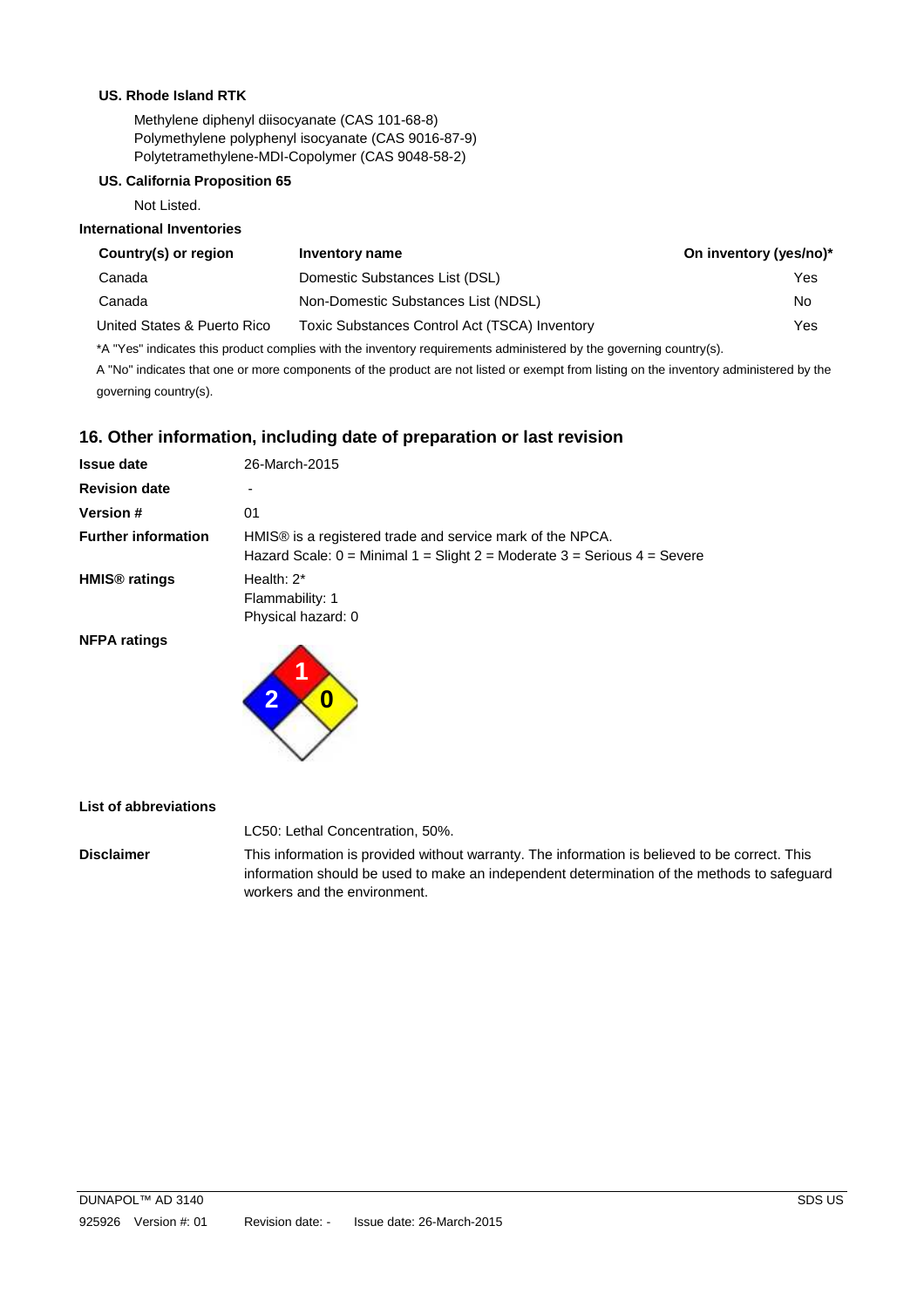**US. Rhode Island RTK**

Methylene diphenyl diisocyanate (CAS 101-68-8)
Polymethylene polyphenyl isocyanate (CAS 9016-87-9)
Polytetramethylene-MDI-Copolymer (CAS 9048-58-2)

**US. California Proposition 65**

Not Listed.

**International Inventories**

| Country(s) or region | Inventory name | On inventory (yes/no)* |
|---|---|---|
| Canada | Domestic Substances List (DSL) | Yes |
| Canada | Non-Domestic Substances List (NDSL) | No |
| United States & Puerto Rico | Toxic Substances Control Act (TSCA) Inventory | Yes |

*A "Yes" indicates this product complies with the inventory requirements administered by the governing country(s).

A "No" indicates that one or more components of the product are not listed or exempt from listing on the inventory administered by the governing country(s).

## 16. Other information, including date of preparation or last revision

**Issue date** 26-March-2015

**Revision date** -

**Version #** 01

**Further information** HMIS® is a registered trade and service mark of the NPCA.
Hazard Scale: 0 = Minimal 1 = Slight 2 = Moderate 3 = Serious 4 = Severe

**HMIS® ratings**
Health: 2*
Flammability: 1
Physical hazard: 0

**NFPA ratings**

1
2
0

**List of abbreviations**

LC50: Lethal Concentration, 50%.

**Disclaimer** This information is provided without warranty. The information is believed to be correct. This information should be used to make an independent determination of the methods to safeguard workers and the environment.